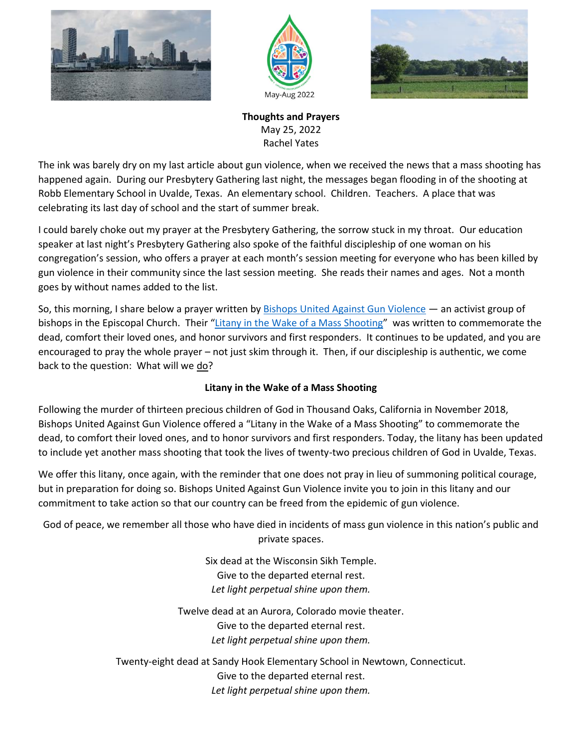May-Aug 2022

**Thoughts and Prayers**
May 25, 2022
Rachel Yates

The ink was barely dry on my last article about gun violence, when we received the news that a mass shooting has happened again. During our Presbytery Gathering last night, the messages began flooding in of the shooting at Robb Elementary School in Uvalde, Texas. An elementary school. Children. Teachers. A place that was celebrating its last day of school and the start of summer break.

I could barely choke out my prayer at the Presbytery Gathering, the sorrow stuck in my throat. Our education speaker at last night's Presbytery Gathering also spoke of the faithful discipleship of one woman on his congregation's session, who offers a prayer at each month's session meeting for everyone who has been killed by gun violence in their community since the last session meeting. She reads their names and ages. Not a month goes by without names added to the list.

So, this morning, I share below a prayer written by Bishops United Against Gun Violence — an activist group of bishops in the Episcopal Church. Their "Litany in the Wake of a Mass Shooting" was written to commemorate the dead, comfort their loved ones, and honor survivors and first responders. It continues to be updated, and you are encouraged to pray the whole prayer – not just skim through it. Then, if our discipleship is authentic, we come back to the question: What will we do?

**Litany in the Wake of a Mass Shooting**

Following the murder of thirteen precious children of God in Thousand Oaks, California in November 2018, Bishops United Against Gun Violence offered a "Litany in the Wake of a Mass Shooting" to commemorate the dead, to comfort their loved ones, and to honor survivors and first responders. Today, the litany has been updated to include yet another mass shooting that took the lives of twenty-two precious children of God in Uvalde, Texas.

We offer this litany, once again, with the reminder that one does not pray in lieu of summoning political courage, but in preparation for doing so. Bishops United Against Gun Violence invite you to join in this litany and our commitment to take action so that our country can be freed from the epidemic of gun violence.

God of peace, we remember all those who have died in incidents of mass gun violence in this nation's public and private spaces.

Six dead at the Wisconsin Sikh Temple.
Give to the departed eternal rest.
*Let light perpetual shine upon them.*

Twelve dead at an Aurora, Colorado movie theater.
Give to the departed eternal rest.
*Let light perpetual shine upon them.*

Twenty-eight dead at Sandy Hook Elementary School in Newtown, Connecticut.
Give to the departed eternal rest.
*Let light perpetual shine upon them.*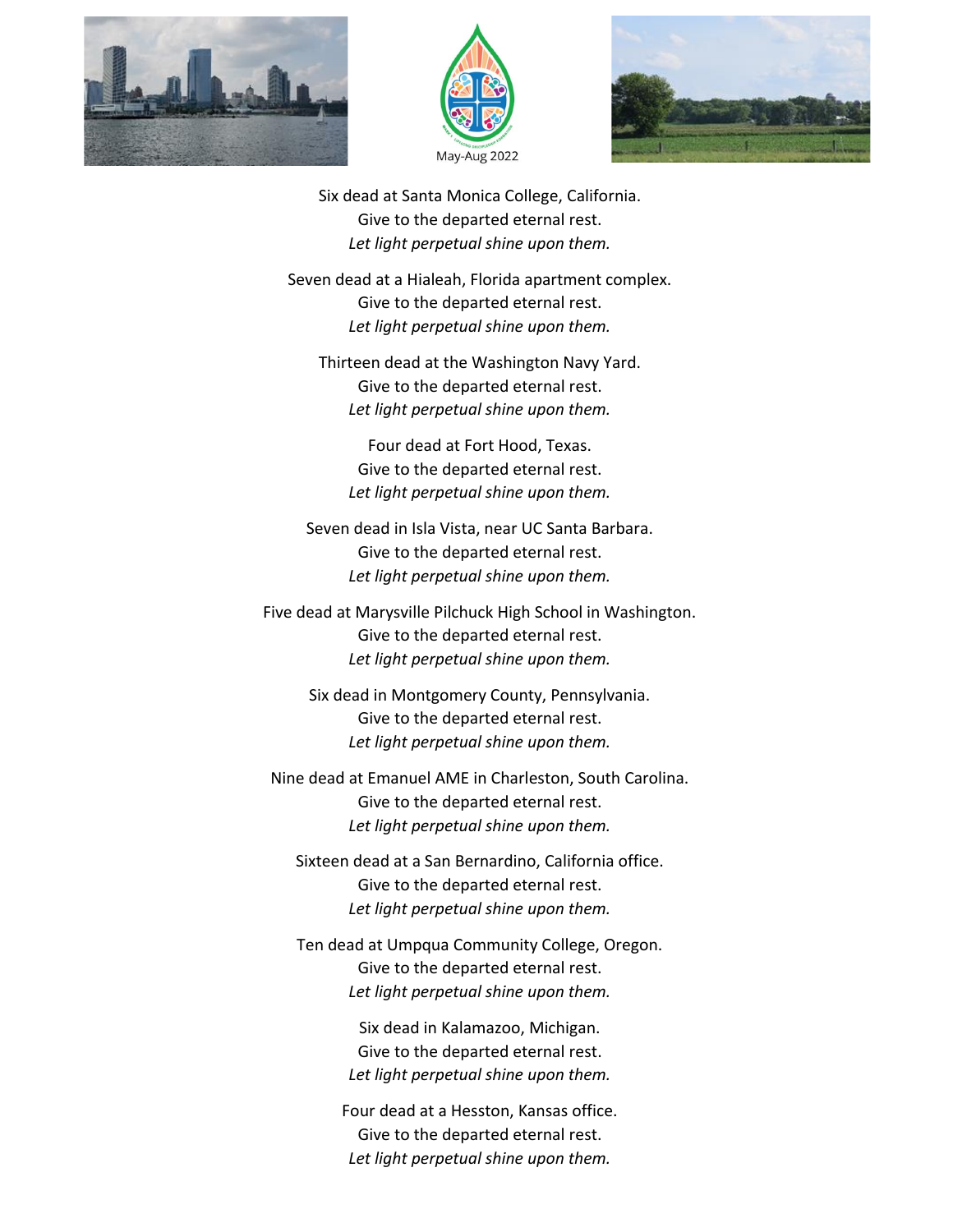Six dead at Santa Monica College, California.
Give to the departed eternal rest.
*Let light perpetual shine upon them.*

Seven dead at a Hialeah, Florida apartment complex.
Give to the departed eternal rest.
*Let light perpetual shine upon them.*

Thirteen dead at the Washington Navy Yard.
Give to the departed eternal rest.
*Let light perpetual shine upon them.*

Four dead at Fort Hood, Texas.
Give to the departed eternal rest.
*Let light perpetual shine upon them.*

Seven dead in Isla Vista, near UC Santa Barbara.
Give to the departed eternal rest.
*Let light perpetual shine upon them.*

Five dead at Marysville Pilchuck High School in Washington.
Give to the departed eternal rest.
*Let light perpetual shine upon them.*

Six dead in Montgomery County, Pennsylvania.
Give to the departed eternal rest.
*Let light perpetual shine upon them.*

Nine dead at Emanuel AME in Charleston, South Carolina.
Give to the departed eternal rest.
*Let light perpetual shine upon them.*

Sixteen dead at a San Bernardino, California office.
Give to the departed eternal rest.
*Let light perpetual shine upon them.*

Ten dead at Umpqua Community College, Oregon.
Give to the departed eternal rest.
*Let light perpetual shine upon them.*

Six dead in Kalamazoo, Michigan.
Give to the departed eternal rest.
*Let light perpetual shine upon them.*

Four dead at a Hesston, Kansas office.
Give to the departed eternal rest.
*Let light perpetual shine upon them.*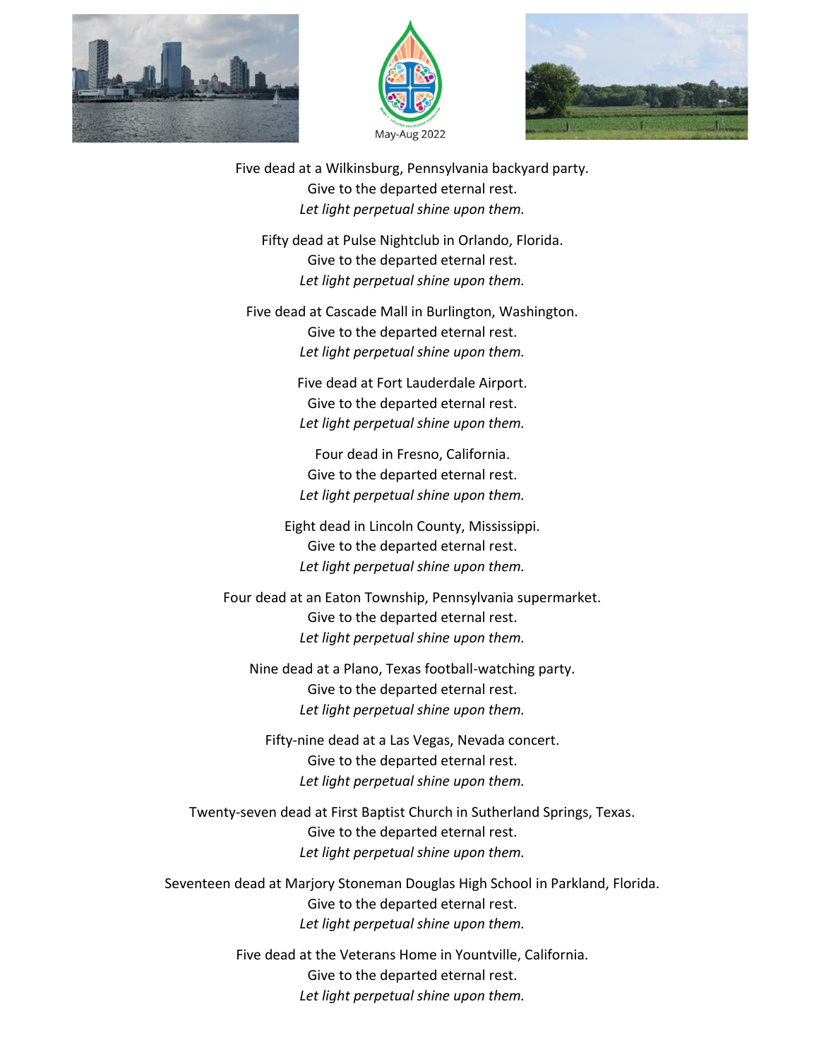Five dead at a Wilkinsburg, Pennsylvania backyard party.
Give to the departed eternal rest.
*Let light perpetual shine upon them.*

Fifty dead at Pulse Nightclub in Orlando, Florida.
Give to the departed eternal rest.
*Let light perpetual shine upon them.*

Five dead at Cascade Mall in Burlington, Washington.
Give to the departed eternal rest.
*Let light perpetual shine upon them.*

Five dead at Fort Lauderdale Airport.
Give to the departed eternal rest.
*Let light perpetual shine upon them.*

Four dead in Fresno, California.
Give to the departed eternal rest.
*Let light perpetual shine upon them.*

Eight dead in Lincoln County, Mississippi.
Give to the departed eternal rest.
*Let light perpetual shine upon them.*

Four dead at an Eaton Township, Pennsylvania supermarket.
Give to the departed eternal rest.
*Let light perpetual shine upon them.*

Nine dead at a Plano, Texas football-watching party.
Give to the departed eternal rest.
*Let light perpetual shine upon them.*

Fifty-nine dead at a Las Vegas, Nevada concert.
Give to the departed eternal rest.
*Let light perpetual shine upon them.*

Twenty-seven dead at First Baptist Church in Sutherland Springs, Texas.
Give to the departed eternal rest.
*Let light perpetual shine upon them.*

Seventeen dead at Marjory Stoneman Douglas High School in Parkland, Florida.
Give to the departed eternal rest.
*Let light perpetual shine upon them.*

Five dead at the Veterans Home in Yountville, California.
Give to the departed eternal rest.
*Let light perpetual shine upon them.*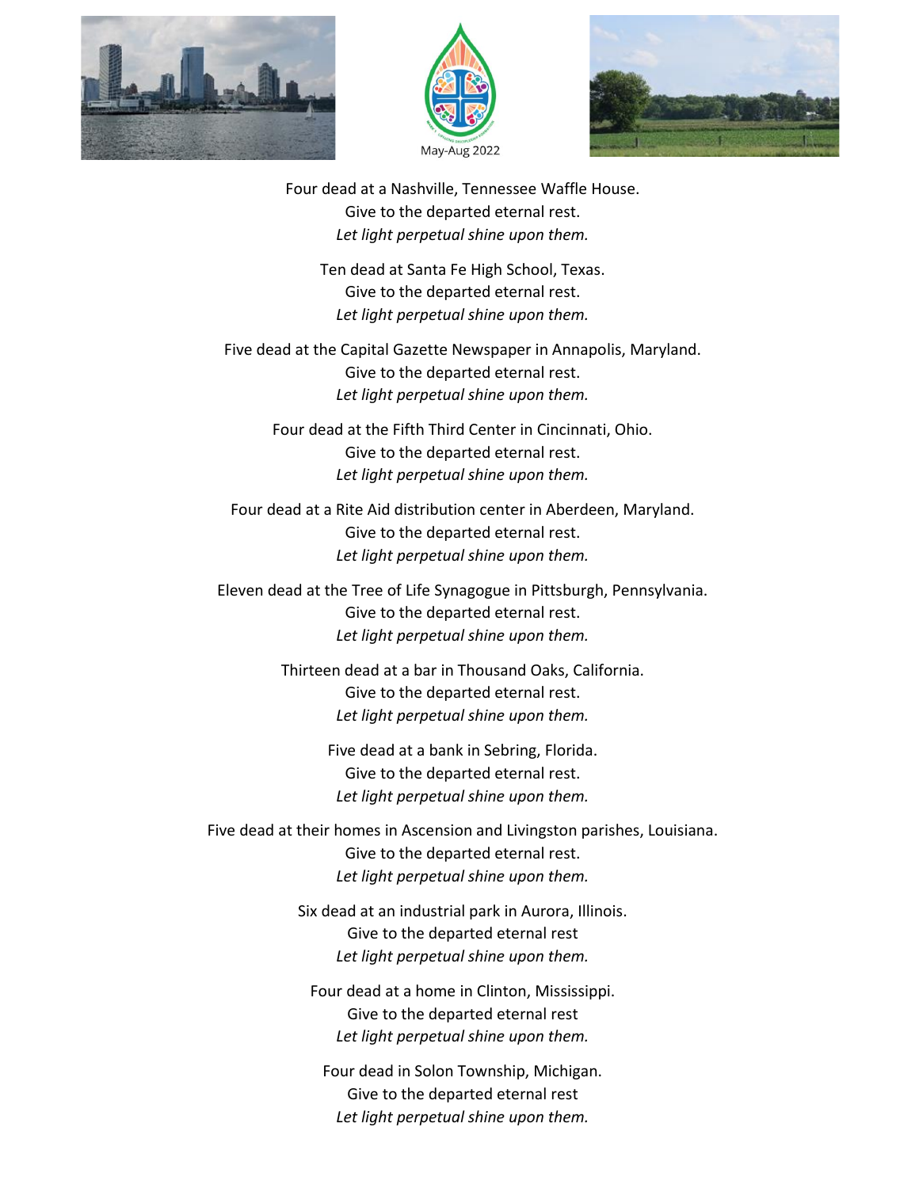Four dead at a Nashville, Tennessee Waffle House.  
Give to the departed eternal rest.  
*Let light perpetual shine upon them.*

Ten dead at Santa Fe High School, Texas.  
Give to the departed eternal rest.  
*Let light perpetual shine upon them.*

Five dead at the Capital Gazette Newspaper in Annapolis, Maryland.  
Give to the departed eternal rest.  
*Let light perpetual shine upon them.*

Four dead at the Fifth Third Center in Cincinnati, Ohio.  
Give to the departed eternal rest.  
*Let light perpetual shine upon them.*

Four dead at a Rite Aid distribution center in Aberdeen, Maryland.  
Give to the departed eternal rest.  
*Let light perpetual shine upon them.*

Eleven dead at the Tree of Life Synagogue in Pittsburgh, Pennsylvania.  
Give to the departed eternal rest.  
*Let light perpetual shine upon them.*

Thirteen dead at a bar in Thousand Oaks, California.  
Give to the departed eternal rest.  
*Let light perpetual shine upon them.*

Five dead at a bank in Sebring, Florida.  
Give to the departed eternal rest.  
*Let light perpetual shine upon them.*

Five dead at their homes in Ascension and Livingston parishes, Louisiana.  
Give to the departed eternal rest.  
*Let light perpetual shine upon them.*

Six dead at an industrial park in Aurora, Illinois.  
Give to the departed eternal rest  
*Let light perpetual shine upon them.*

Four dead at a home in Clinton, Mississippi.  
Give to the departed eternal rest  
*Let light perpetual shine upon them.*

Four dead in Solon Township, Michigan.  
Give to the departed eternal rest  
*Let light perpetual shine upon them.*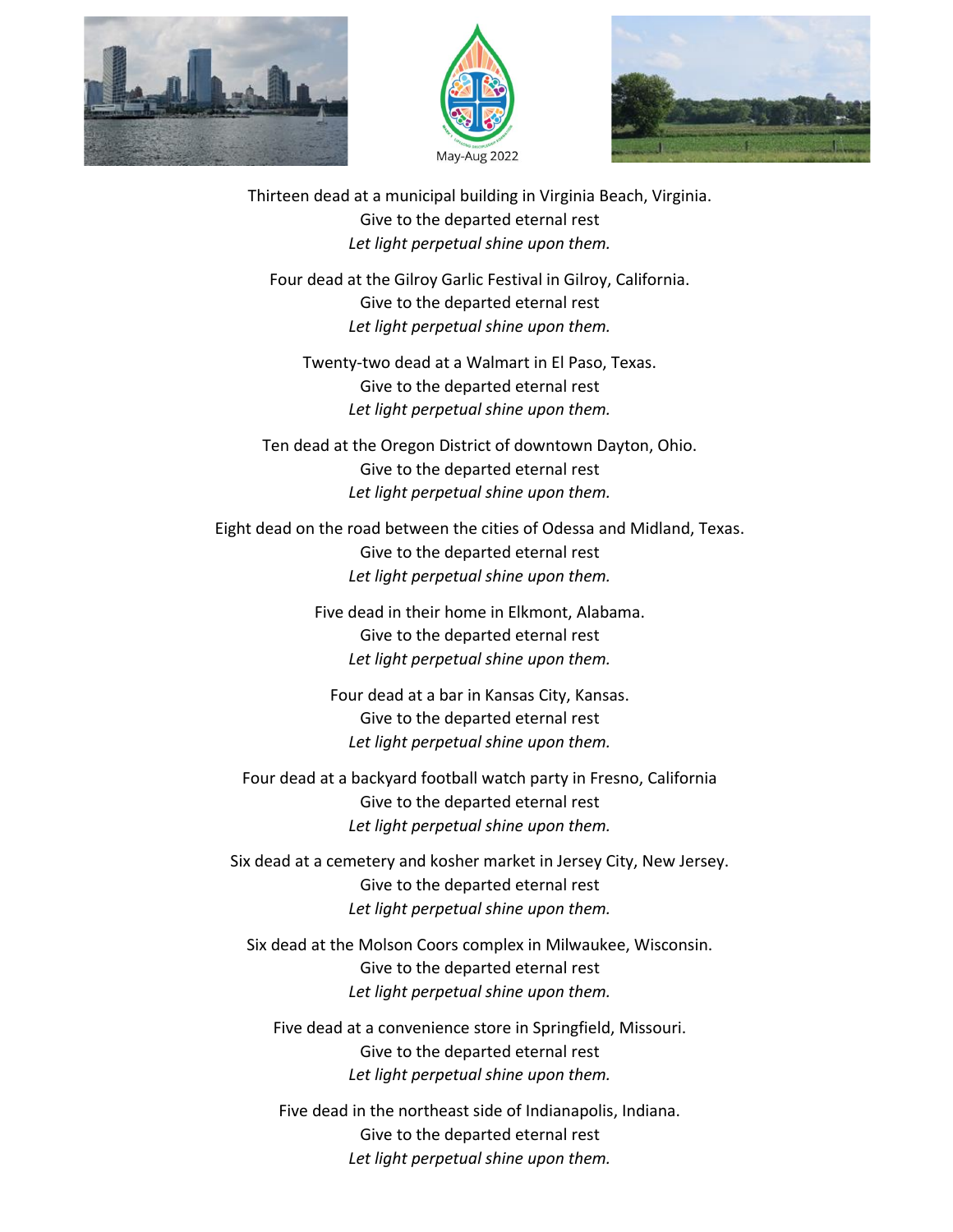Thirteen dead at a municipal building in Virginia Beach, Virginia.
Give to the departed eternal rest
*Let light perpetual shine upon them.*

Four dead at the Gilroy Garlic Festival in Gilroy, California.
Give to the departed eternal rest
*Let light perpetual shine upon them.*

Twenty-two dead at a Walmart in El Paso, Texas.
Give to the departed eternal rest
*Let light perpetual shine upon them.*

Ten dead at the Oregon District of downtown Dayton, Ohio.
Give to the departed eternal rest
*Let light perpetual shine upon them.*

Eight dead on the road between the cities of Odessa and Midland, Texas.
Give to the departed eternal rest
*Let light perpetual shine upon them.*

Five dead in their home in Elkmont, Alabama.
Give to the departed eternal rest
*Let light perpetual shine upon them.*

Four dead at a bar in Kansas City, Kansas.
Give to the departed eternal rest
*Let light perpetual shine upon them.*

Four dead at a backyard football watch party in Fresno, California
Give to the departed eternal rest
*Let light perpetual shine upon them.*

Six dead at a cemetery and kosher market in Jersey City, New Jersey.
Give to the departed eternal rest
*Let light perpetual shine upon them.*

Six dead at the Molson Coors complex in Milwaukee, Wisconsin.
Give to the departed eternal rest
*Let light perpetual shine upon them.*

Five dead at a convenience store in Springfield, Missouri.
Give to the departed eternal rest
*Let light perpetual shine upon them.*

Five dead in the northeast side of Indianapolis, Indiana.
Give to the departed eternal rest
*Let light perpetual shine upon them.*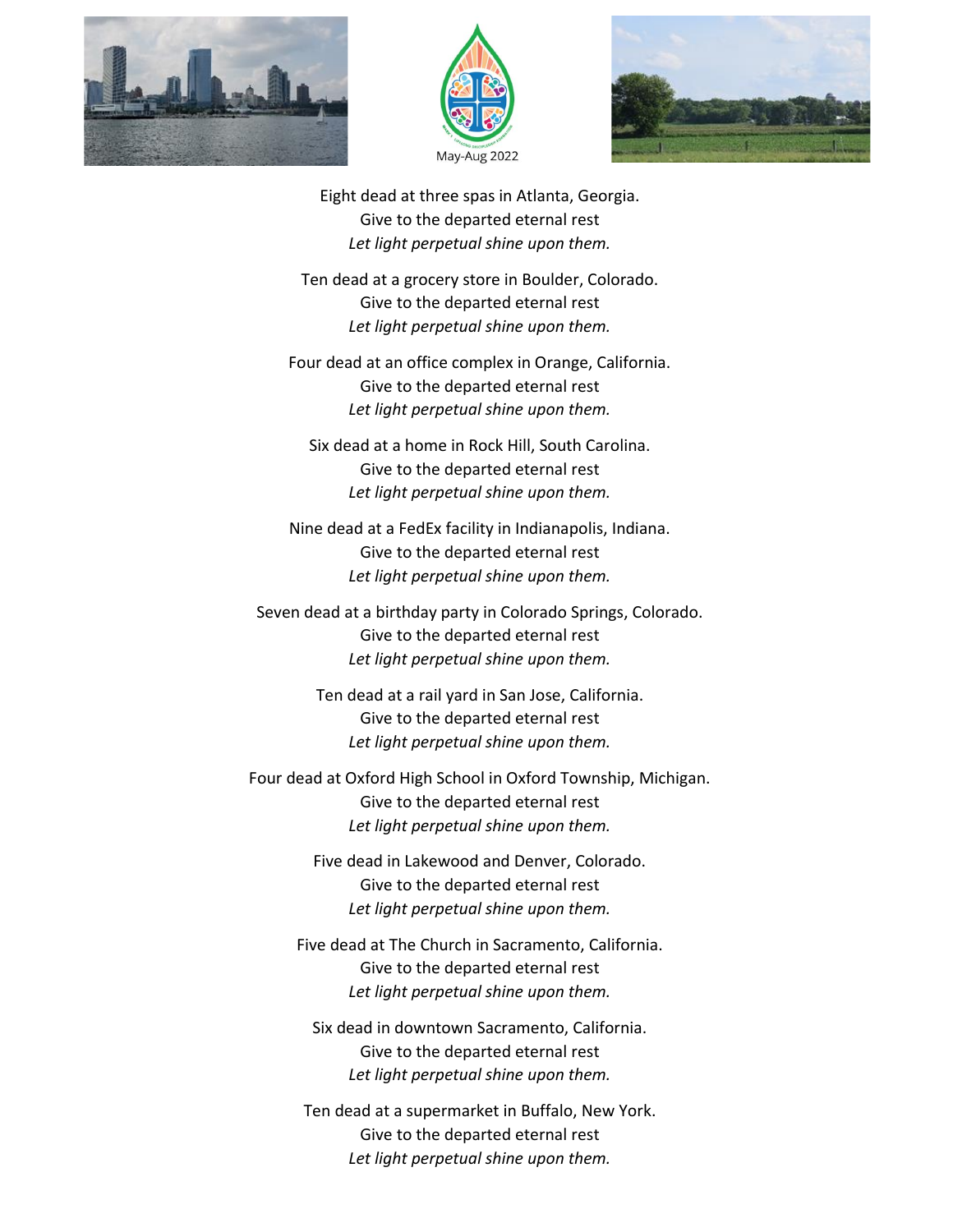Eight dead at three spas in Atlanta, Georgia.
Give to the departed eternal rest
*Let light perpetual shine upon them.*

Ten dead at a grocery store in Boulder, Colorado.
Give to the departed eternal rest
*Let light perpetual shine upon them.*

Four dead at an office complex in Orange, California.
Give to the departed eternal rest
*Let light perpetual shine upon them.*

Six dead at a home in Rock Hill, South Carolina.
Give to the departed eternal rest
*Let light perpetual shine upon them.*

Nine dead at a FedEx facility in Indianapolis, Indiana.
Give to the departed eternal rest
*Let light perpetual shine upon them.*

Seven dead at a birthday party in Colorado Springs, Colorado.
Give to the departed eternal rest
*Let light perpetual shine upon them.*

Ten dead at a rail yard in San Jose, California.
Give to the departed eternal rest
*Let light perpetual shine upon them.*

Four dead at Oxford High School in Oxford Township, Michigan.
Give to the departed eternal rest
*Let light perpetual shine upon them.*

Five dead in Lakewood and Denver, Colorado.
Give to the departed eternal rest
*Let light perpetual shine upon them.*

Five dead at The Church in Sacramento, California.
Give to the departed eternal rest
*Let light perpetual shine upon them.*

Six dead in downtown Sacramento, California.
Give to the departed eternal rest
*Let light perpetual shine upon them.*

Ten dead at a supermarket in Buffalo, New York.
Give to the departed eternal rest
*Let light perpetual shine upon them.*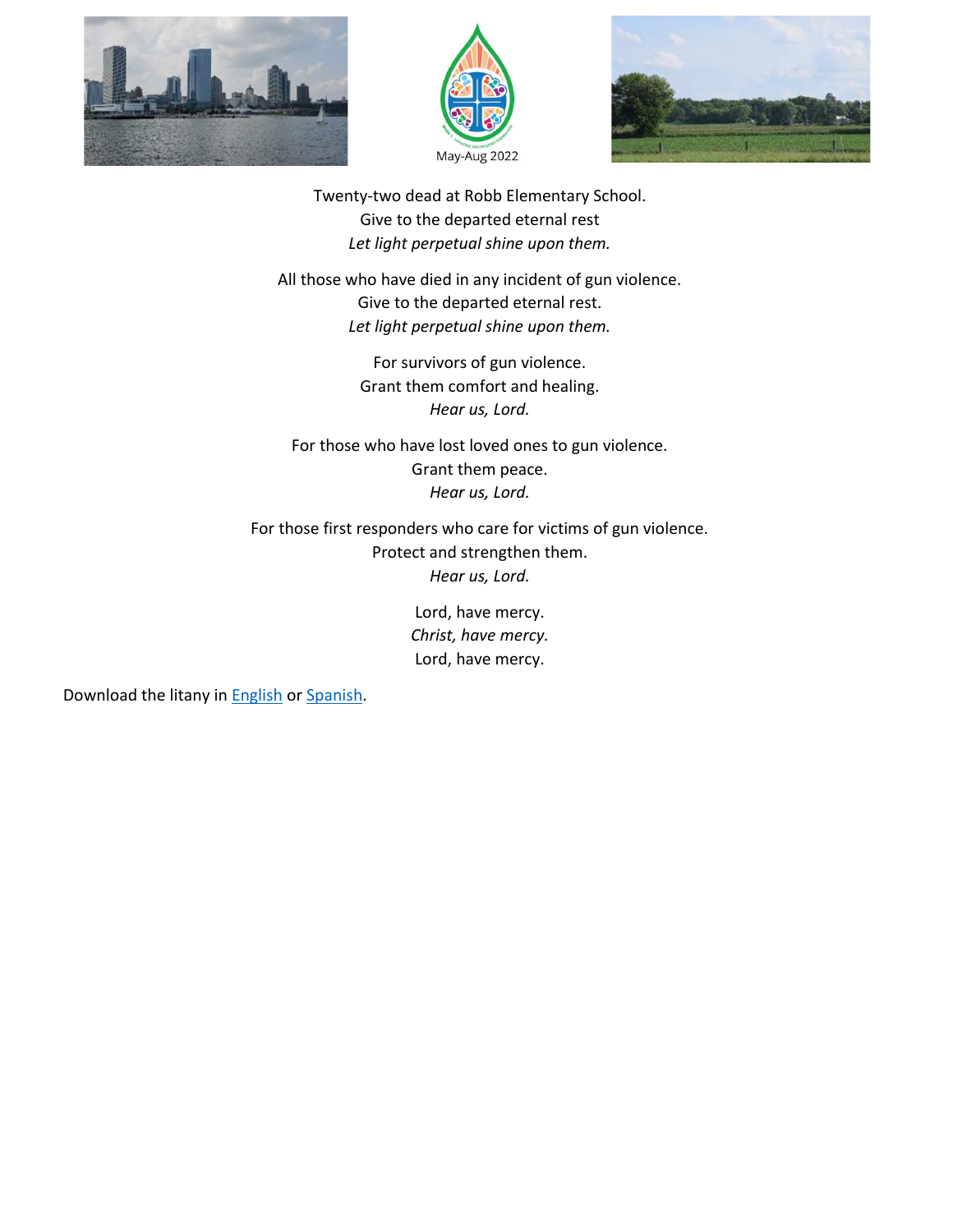May-Aug 2022

Twenty-two dead at Robb Elementary School.
Give to the departed eternal rest
*Let light perpetual shine upon them.*

All those who have died in any incident of gun violence.
Give to the departed eternal rest.
*Let light perpetual shine upon them.*

For survivors of gun violence.
Grant them comfort and healing.
*Hear us, Lord.*

For those who have lost loved ones to gun violence.
Grant them peace.
*Hear us, Lord.*

For those first responders who care for victims of gun violence.
Protect and strengthen them.
*Hear us, Lord.*

Lord, have mercy.
*Christ, have mercy.*
Lord, have mercy.

Download the litany in English or Spanish.